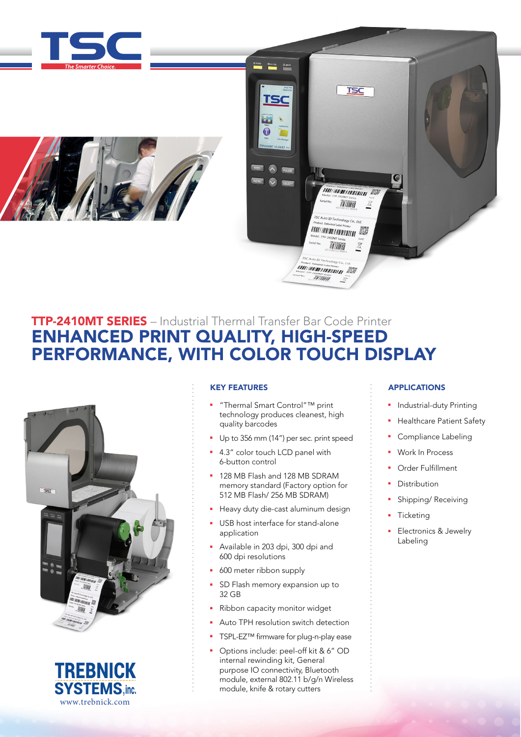# TTP-2410MT SERIES – Industrial Thermal Transfer Bar Code Printer

## ENHANCED PRINT QUALITY, HIGH-SPEED PERFORMANCE, WITH COLOR TOUCH DISPLAY

### KEY FEATURES

- "Thermal Smart Control"™ print technology produces cleanest, high quality barcodes
- Up to 356 mm (14") per sec. print speed
- 4.3" color touch LCD panel with 6-button control
- 128 MB Flash and 128 MB SDRAM memory standard (Factory option for 512 MB Flash/ 256 MB SDRAM)
- Heavy duty die-cast aluminum design
- USB host interface for stand-alone application
- Available in 203 dpi, 300 dpi and 600 dpi resolutions
- 600 meter ribbon supply
- SD Flash memory expansion up to 32 GB
- Ribbon capacity monitor widget
- Auto TPH resolution switch detection
- TSPL-EZ™ firmware for plug-n-play ease
- Options include: peel-off kit & 6" OD internal rewinding kit, General purpose IO connectivity, Bluetooth module, external 802.11 b/g/n Wireless module, knife & rotary cutters

### APPLICATIONS

- Industrial-duty Printing
- Healthcare Patient Safety
- Compliance Labeling
- Work In Process
- Order Fulfillment
- Distribution
- Shipping/ Receiving
- Ticketing
- Electronics & Jewelry Labeling

TREBNICK SYSTEMS, inc.
www.trebnick.com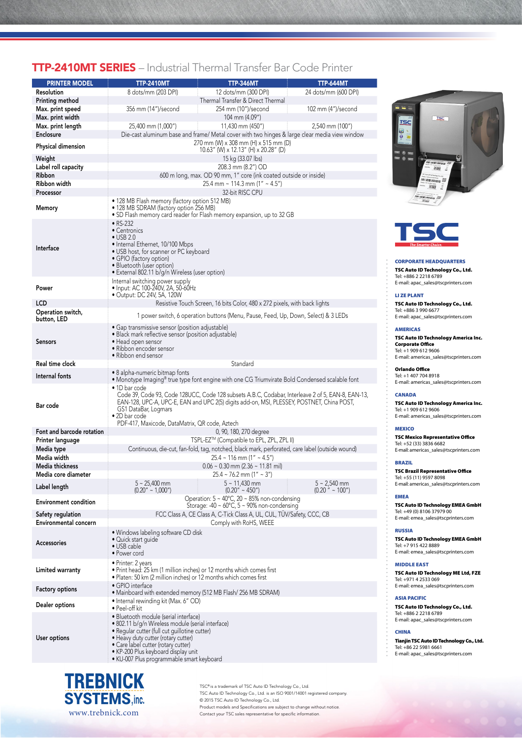## TTP-2410MT SERIES – Industrial Thermal Transfer Bar Code Printer

| PRINTER MODEL | TTP-2410MT | TTP-346MT | TTP-644MT |
|---|---|---|---|
| Resolution | 8 dots/mm (203 DPI) | 12 dots/mm (300 DPI) | 24 dots/mm (600 DPI) |
| Printing method | Thermal Transfer & Direct Thermal | | |
| Max. print speed | 356 mm (14")/second | 254 mm (10")/second | 102 mm (4")/second |
| Max. print width | 104 mm (4.09") | | |
| Max. print length | 25,400 mm (1,000") | 11,430 mm (450") | 2,540 mm (100") |
| Enclosure | Die-cast aluminum base and frame/ Metal cover with two hinges & large clear media view window | | |
| Physical dimension | 270 mm (W) x 308 mm (H) x 515 mm (D)<br>10.63" (W) x 12.13" (H) x 20.28" (D) | | |
| Weight | 15 kg (33.07 lbs) | | |
| Label roll capacity | 208.3 mm (8.2") OD | | |
| Ribbon | 600 m long, max. OD 90 mm, 1" core (ink coated outside or inside) | | |
| Ribbon width | 25.4 mm ~ 114.3 mm (1" ~ 4.5") | | |
| Processor | 32-bit RISC CPU | | |
| Memory | • 128 MB Flash memory (factory option 512 MB)<br>• 128 MB SDRAM (factory option 256 MB)<br>• SD Flash memory card reader for Flash memory expansion, up to 32 GB | | |
| Interface | • RS-232<br>• Centronics<br>• USB 2.0<br>• Internal Ethernet, 10/100 Mbps<br>• USB host, for scanner or PC keyboard<br>• GPIO (factory option)<br>• Bluetooth (user option)<br>• External 802.11 b/g/n Wireless (user option) | | |
| Power | Internal switching power supply<br>• Input: AC 100-240V, 2A, 50-60Hz<br>• Output: DC 24V, 5A, 120W | | |
| LCD | Resistive Touch Screen, 16 bits Color, 480 x 272 pixels, with back lights | | |
| Operation switch, button, LED | 1 power switch, 6 operation buttons (Menu, Pause, Feed, Up, Down, Select) & 3 LEDs | | |
| Sensors | • Gap transmissive sensor (position adjustable)<br>• Black mark reflective sensor (position adjustable)<br>• Head open sensor<br>• Ribbon encoder sensor<br>• Ribbon end sensor | | |
| Real time clock | Standard | | |
| Internal fonts | • 8 alpha-numeric bitmap fonts<br>• Monotype Imaging® true type font engine with one CG Triumvirate Bold Condensed scalable font | | |
| Bar code | • 1D bar code<br>Code 39, Code 93, Code 128UCC, Code 128 subsets A.B.C, Codabar, Interleave 2 of 5, EAN-8, EAN-13, EAN-128, UPC-A, UPC-E, EAN and UPC 2(5) digits add-on, MSI, PLESSEY, POSTNET, China POST, GS1 DataBar, Logmars<br>• 2D bar code<br>PDF-417, Maxicode, DataMatrix, QR code, Aztech | | |
| Font and barcode rotation | 0, 90, 180, 270 degree | | |
| Printer language | TSPL-EZ™ (Compatible to EPL, ZPL, ZPL II) | | |
| Media type | Continuous, die-cut, fan-fold, tag, notched, black mark, perforated, care label (outside wound) | | |
| Media width | 25.4 ~ 116 mm (1" ~ 4.5") | | |
| Media thickness | 0.06 ~ 0.30 mm (2.36 ~ 11.81 mil) | | |
| Media core diameter | 25.4 ~ 76.2 mm (1" ~ 3") | | |
| Label length | 5 ~ 25,400 mm<br>(0.20" ~ 1,000") | 5 ~ 11,430 mm<br>(0.20" ~ 450") | 5 ~ 2,540 mm<br>(0.20 " ~ 100") |
| Environment condition | Operation: 5 ~ 40°C, 20 ~ 85% non-condensing<br>Storage: -40 ~ 60°C, 5 ~ 90% non-condensing | | |
| Safety regulation | FCC Class A, CE Class A, C-Tick Class A, UL, CUL, TÜV/Safety, CCC, CB | | |
| Environmental concern | Comply with RoHS, WEEE | | |
| Accessories | • Windows labeling software CD disk<br>• Quick start guide<br>• USB cable<br>• Power cord | | |
| Limited warranty | • Printer: 2 years<br>• Print head: 25 km (1 million inches) or 12 months which comes first<br>• Platen: 50 km (2 million inches) or 12 months which comes first | | |
| Factory options | • GPIO interface<br>• Mainboard with extended memory (512 MB Flash/ 256 MB SDRAM) | | |
| Dealer options | • Internal rewinding kit (Max. 6" OD)<br>• Peel-off kit | | |
| User options | • Bluetooth module (serial interface)<br>• 802.11 b/g/n Wireless module (serial interface)<br>• Regular cutter (full cut guillotine cutter)<br>• Heavy duty cutter (rotary cutter)<br>• Care label cutter (rotary cutter)<br>• KP-200 Plus keyboard display unit<br>• KU-007 Plus programmable smart keyboard | | |

**TSC** The Smarter Choice.

**CORPORATE HEADQUARTERS**
**TSC Auto ID Technology Co., Ltd.**
Tel: +886 2 2218 6789
E-mail: apac_sales@tscprinters.com

**LI ZE PLANT**
**TSC Auto ID Technology Co., Ltd.**
Tel: +886 3 990 6677
E-mail: apac_sales@tscprinters.com

**AMERICAS**
**TSC Auto ID Technology America Inc. Corporate Office**
Tel: +1 909 612 9606
E-mail: americas_sales@tscprinters.com

**Orlando Office**
Tel: +1 407 704 8918
E-mail: americas_sales@tscprinters.com

**CANADA**
**TSC Auto ID Technology America Inc.**
Tel: +1 909 612 9606
E-mail: americas_sales@tscprinters.com

**MEXICO**
**TSC Mexico Representative Office**
Tel: +52 (33) 3836 6682
E-mail: americas_sales@tscprinters.com

**BRAZIL**
**TSC Brazil Representative Office**
Tel: +55 (11) 9597 8098
E-mail: americas_sales@tscprinters.com

**EMEA**
**TSC Auto ID Technology EMEA GmbH**
Tel: +49 (0) 8106 37979 00
E-mail: emea_sales@tscprinters.com

**RUSSIA**
**TSC Auto ID Technology EMEA GmbH**
Tel: +7 915 422 8889
E-mail: emea_sales@tscprinters.com

**MIDDLE EAST**
**TSC Auto ID Technology ME Ltd, FZE**
Tel: +971 4 2533 069
E-mail: emea_sales@tscprinters.com

**ASIA PACIFIC**
**TSC Auto ID Technology Co., Ltd.**
Tel: +886 2 2218 6789
E-mail: apac_sales@tscprinters.com

**CHINA**
**Tianjin TSC Auto ID Technology Co., Ltd.**
Tel: +86 22 5981 6661
E-mail: apac_sales@tscprinters.com

**TREBNICK SYSTEMS, inc.**
www.trebnick.com

TSC® is a trademark of TSC Auto ID Technology Co., Ltd.
TSC Auto ID Technology Co., Ltd. is an ISO 9001/14001 registered company.
© 2015 TSC Auto ID Technology Co., Ltd.
Product models and Specifications are subject to change without notice.
Contact your TSC sales representative for specific information.